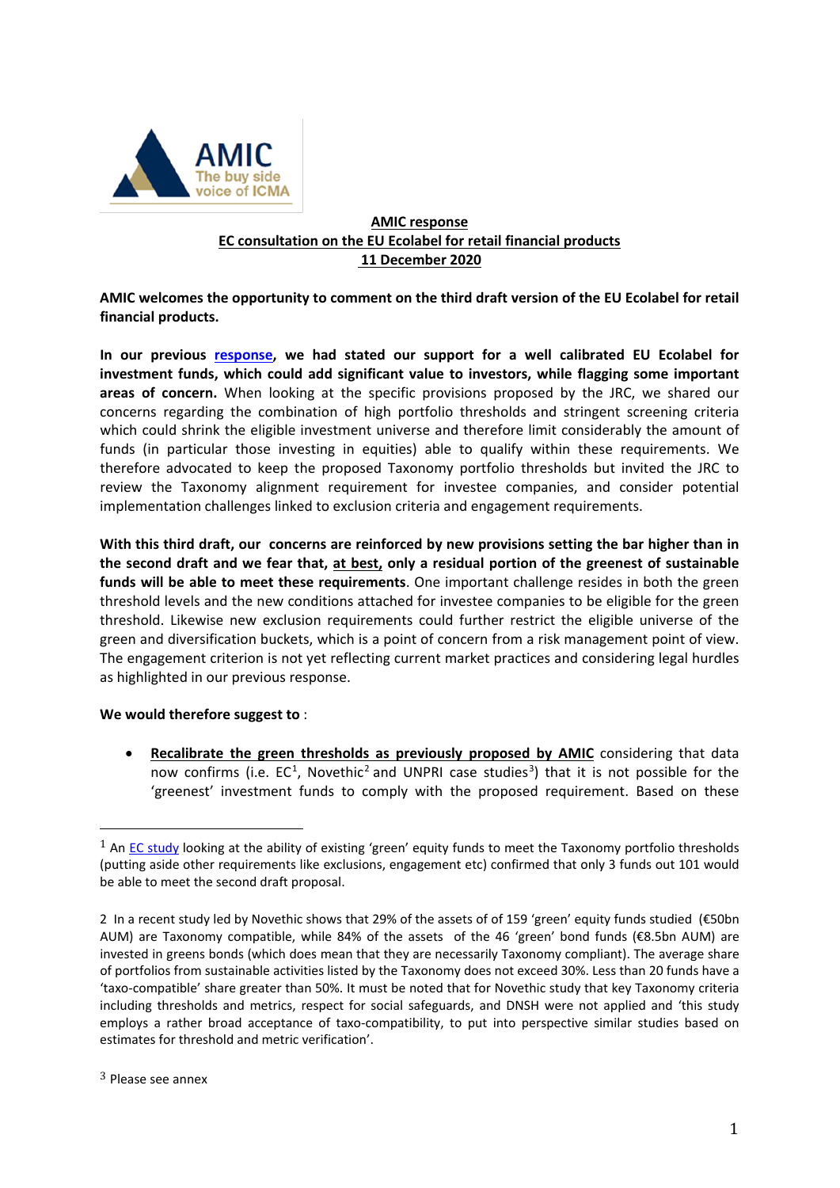**AMIC response**
**EC consultation on the EU Ecolabel for retail financial products**
**11 December 2020**

**AMIC welcomes the opportunity to comment on the third draft version of the EU Ecolabel for retail financial products.**

**In our previous response, we had stated our support for a well calibrated EU Ecolabel for investment funds, which could add significant value to investors, while flagging some important areas of concern.** When looking at the specific provisions proposed by the JRC, we shared our concerns regarding the combination of high portfolio thresholds and stringent screening criteria which could shrink the eligible investment universe and therefore limit considerably the amount of funds (in particular those investing in equities) able to qualify within these requirements. We therefore advocated to keep the proposed Taxonomy portfolio thresholds but invited the JRC to review the Taxonomy alignment requirement for investee companies, and consider potential implementation challenges linked to exclusion criteria and engagement requirements.

**With this third draft, our concerns are reinforced by new provisions setting the bar higher than in the second draft and we fear that, <u>at best</u>, only a residual portion of the greenest of sustainable funds will be able to meet these requirements**. One important challenge resides in both the green threshold levels and the new conditions attached for investee companies to be eligible for the green threshold. Likewise new exclusion requirements could further restrict the eligible universe of the green and diversification buckets, which is a point of concern from a risk management point of view. The engagement criterion is not yet reflecting current market practices and considering legal hurdles as highlighted in our previous response.

**We would therefore suggest to** :

- **<u>Recalibrate the green thresholds as previously proposed by AMIC</u>** considering that data now confirms (i.e. EC[1], Novethic[2] and UNPRI case studies[3]) that it is not possible for the 'greenest' investment funds to comply with the proposed requirement. Based on these

---

[1] An EC study looking at the ability of existing 'green' equity funds to meet the Taxonomy portfolio thresholds (putting aside other requirements like exclusions, engagement etc) confirmed that only 3 funds out 101 would be able to meet the second draft proposal.

[2] In a recent study led by Novethic shows that 29% of the assets of of 159 'green' equity funds studied (€50bn AUM) are Taxonomy compatible, while 84% of the assets of the 46 'green' bond funds (€8.5bn AUM) are invested in greens bonds (which does mean that they are necessarily Taxonomy compliant). The average share of portfolios from sustainable activities listed by the Taxonomy does not exceed 30%. Less than 20 funds have a 'taxo-compatible' share greater than 50%. It must be noted that for Novethic study that key Taxonomy criteria including thresholds and metrics, respect for social safeguards, and DNSH were not applied and 'this study employs a rather broad acceptance of taxo-compatibility, to put into perspective similar studies based on estimates for threshold and metric verification'.

[3] Please see annex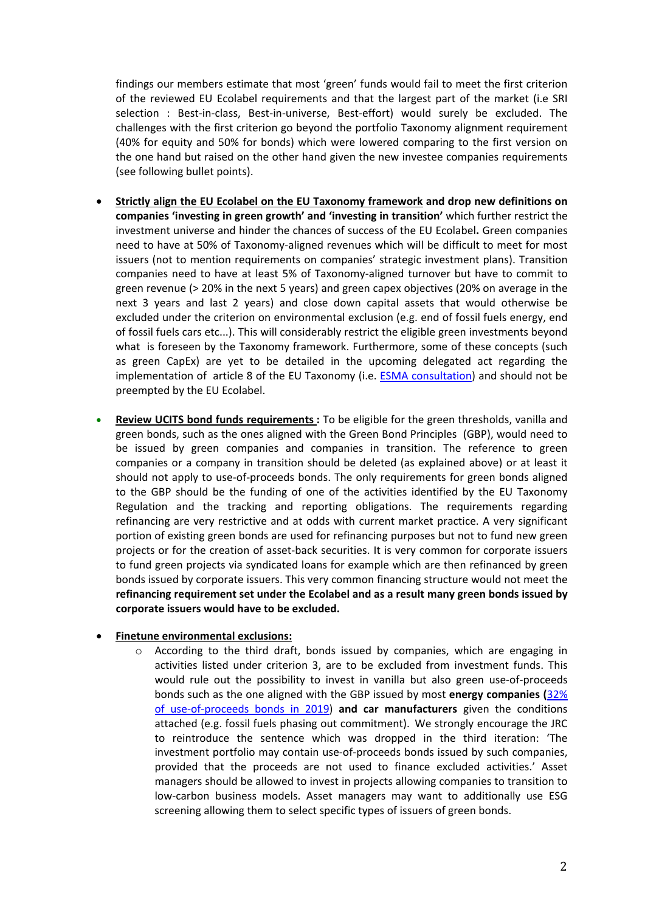findings our members estimate that most 'green' funds would fail to meet the first criterion of the reviewed EU Ecolabel requirements and that the largest part of the market (i.e SRI selection : Best-in-class, Best-in-universe, Best-effort) would surely be excluded. The challenges with the first criterion go beyond the portfolio Taxonomy alignment requirement (40% for equity and 50% for bonds) which were lowered comparing to the first version on the one hand but raised on the other hand given the new investee companies requirements (see following bullet points).

- **Strictly align the EU Ecolabel on the EU Taxonomy framework and drop new definitions on companies 'investing in green growth' and 'investing in transition'** which further restrict the investment universe and hinder the chances of success of the EU Ecolabel**.** Green companies need to have at 50% of Taxonomy-aligned revenues which will be difficult to meet for most issuers (not to mention requirements on companies' strategic investment plans). Transition companies need to have at least 5% of Taxonomy-aligned turnover but have to commit to green revenue (> 20% in the next 5 years) and green capex objectives (20% on average in the next 3 years and last 2 years) and close down capital assets that would otherwise be excluded under the criterion on environmental exclusion (e.g. end of fossil fuels energy, end of fossil fuels cars etc...). This will considerably restrict the eligible green investments beyond what is foreseen by the Taxonomy framework. Furthermore, some of these concepts (such as green CapEx) are yet to be detailed in the upcoming delegated act regarding the implementation of article 8 of the EU Taxonomy (i.e. ESMA consultation) and should not be preempted by the EU Ecolabel.

- **Review UCITS bond funds requirements :** To be eligible for the green thresholds, vanilla and green bonds, such as the ones aligned with the Green Bond Principles (GBP), would need to be issued by green companies and companies in transition. The reference to green companies or a company in transition should be deleted (as explained above) or at least it should not apply to use-of-proceeds bonds. The only requirements for green bonds aligned to the GBP should be the funding of one of the activities identified by the EU Taxonomy Regulation and the tracking and reporting obligations. The requirements regarding refinancing are very restrictive and at odds with current market practice. A very significant portion of existing green bonds are used for refinancing purposes but not to fund new green projects or for the creation of asset-back securities. It is very common for corporate issuers to fund green projects via syndicated loans for example which are then refinanced by green bonds issued by corporate issuers. This very common financing structure would not meet the **refinancing requirement set under the Ecolabel and as a result many green bonds issued by corporate issuers would have to be excluded.**

- **Finetune environmental exclusions:**
  - According to the third draft, bonds issued by companies, which are engaging in activities listed under criterion 3, are to be excluded from investment funds. This would rule out the possibility to invest in vanilla but also green use-of-proceeds bonds such as the one aligned with the GBP issued by most **energy companies (**32% of use-of-proceeds bonds in 2019**)** **and car manufacturers** given the conditions attached (e.g. fossil fuels phasing out commitment). We strongly encourage the JRC to reintroduce the sentence which was dropped in the third iteration: 'The investment portfolio may contain use-of-proceeds bonds issued by such companies, provided that the proceeds are not used to finance excluded activities.' Asset managers should be allowed to invest in projects allowing companies to transition to low-carbon business models. Asset managers may want to additionally use ESG screening allowing them to select specific types of issuers of green bonds.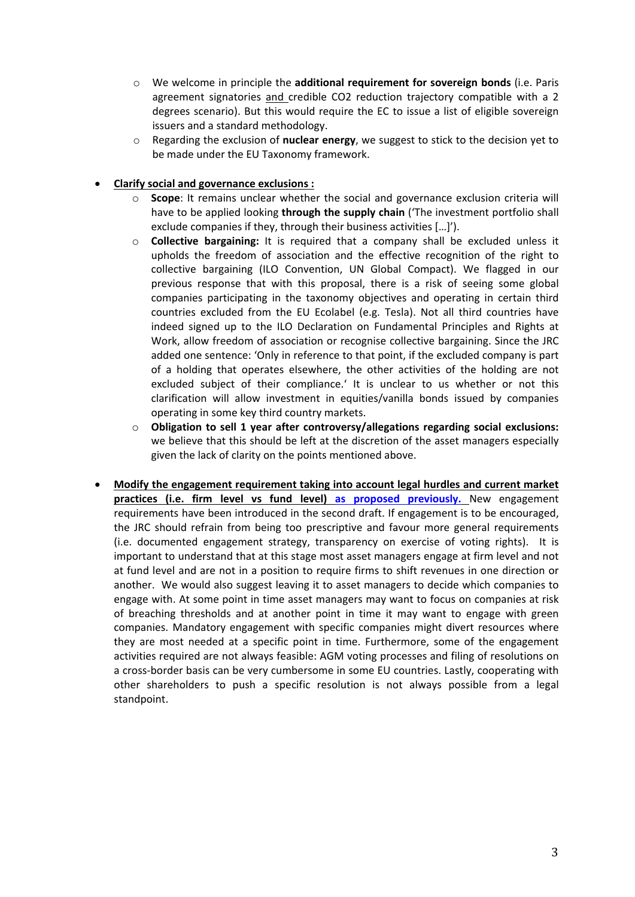- We welcome in principle the **additional requirement for sovereign bonds** (i.e. Paris agreement signatories and credible $CO_2$ reduction trajectory compatible with a 2 degrees scenario). But this would require the EC to issue a list of eligible sovereign issuers and a standard methodology.
  - Regarding the exclusion of **nuclear energy**, we suggest to stick to the decision yet to be made under the EU Taxonomy framework.

- **Clarify social and governance exclusions :**
  - **Scope**: It remains unclear whether the social and governance exclusion criteria will have to be applied looking **through the supply chain** ('The investment portfolio shall exclude companies if they, through their business activities […]').
  - **Collective bargaining:** It is required that a company shall be excluded unless it upholds the freedom of association and the effective recognition of the right to collective bargaining (ILO Convention, UN Global Compact). We flagged in our previous response that with this proposal, there is a risk of seeing some global companies participating in the taxonomy objectives and operating in certain third countries excluded from the EU Ecolabel (e.g. Tesla). Not all third countries have indeed signed up to the ILO Declaration on Fundamental Principles and Rights at Work, allow freedom of association or recognise collective bargaining. Since the JRC added one sentence: 'Only in reference to that point, if the excluded company is part of a holding that operates elsewhere, the other activities of the holding are not excluded subject of their compliance.' It is unclear to us whether or not this clarification will allow investment in equities/vanilla bonds issued by companies operating in some key third country markets.
  - **Obligation to sell 1 year after controversy/allegations regarding social exclusions:** we believe that this should be left at the discretion of the asset managers especially given the lack of clarity on the points mentioned above.

- **Modify the engagement requirement taking into account legal hurdles and current market practices (i.e. firm level vs fund level) as proposed previously.** New engagement requirements have been introduced in the second draft. If engagement is to be encouraged, the JRC should refrain from being too prescriptive and favour more general requirements (i.e. documented engagement strategy, transparency on exercise of voting rights). It is important to understand that at this stage most asset managers engage at firm level and not at fund level and are not in a position to require firms to shift revenues in one direction or another. We would also suggest leaving it to asset managers to decide which companies to engage with. At some point in time asset managers may want to focus on companies at risk of breaching thresholds and at another point in time it may want to engage with green companies. Mandatory engagement with specific companies might divert resources where they are most needed at a specific point in time. Furthermore, some of the engagement activities required are not always feasible: AGM voting processes and filing of resolutions on a cross-border basis can be very cumbersome in some EU countries. Lastly, cooperating with other shareholders to push a specific resolution is not always possible from a legal standpoint.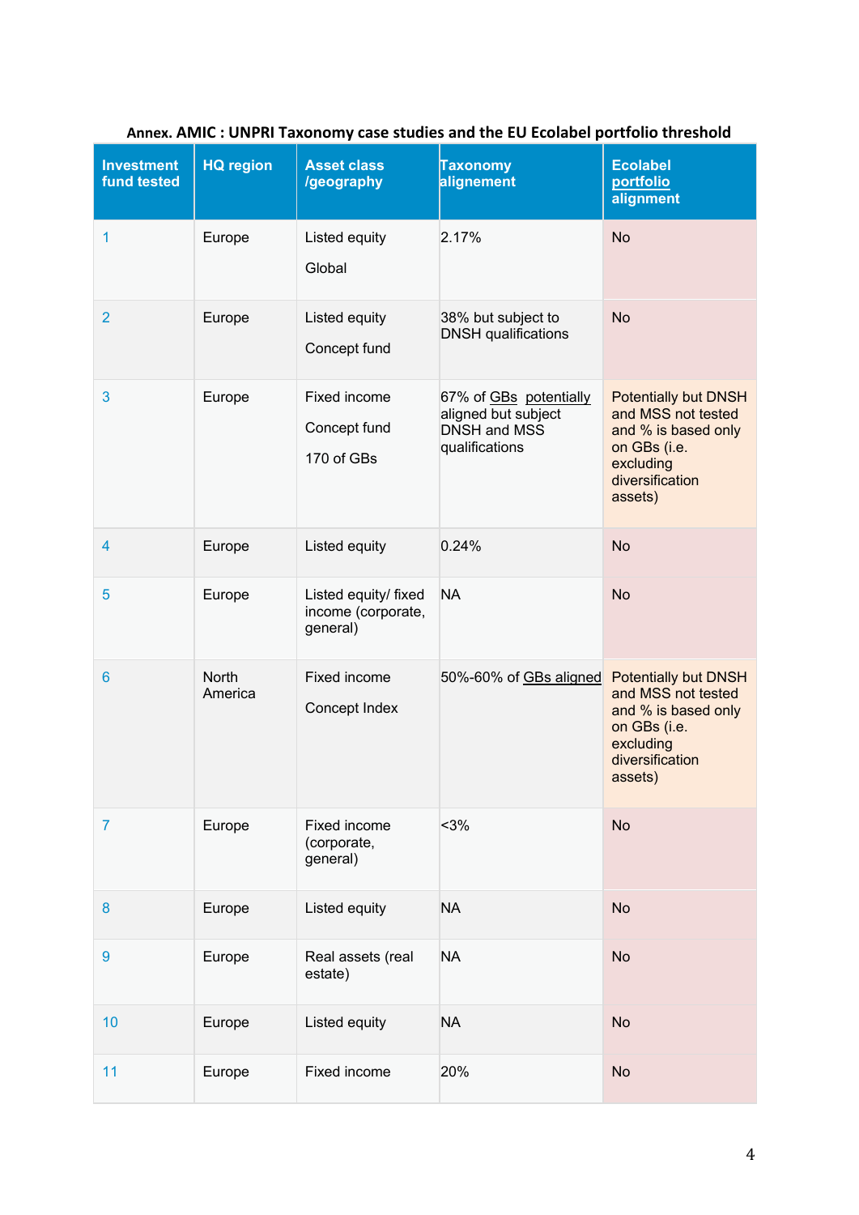**Annex. AMIC : UNPRI Taxonomy case studies and the EU Ecolabel portfolio threshold**

| Investment fund tested | HQ region | Asset class /geography | Taxonomy alignment | Ecolabel portfolio alignment |
|---|---|---|---|---|
| 1 | Europe | Listed equity<br><br>Global | 2.17% | No |
| 2 | Europe | Listed equity<br><br>Concept fund | 38% but subject to DNSH qualifications | No |
| 3 | Europe | Fixed income<br><br>Concept fund<br><br>170 of GBs | 67% of GBs potentially aligned but subject DNSH and MSS qualifications | Potentially but DNSH and MSS not tested and % is based only on GBs (i.e. excluding diversification assets) |
| 4 | Europe | Listed equity | 0.24% | No |
| 5 | Europe | Listed equity/ fixed income (corporate, general) | NA | No |
| 6 | North America | Fixed income<br><br>Concept Index | 50%-60% of GBs aligned | Potentially but DNSH and MSS not tested and % is based only on GBs (i.e. excluding diversification assets) |
| 7 | Europe | Fixed income (corporate, general) | <3% | No |
| 8 | Europe | Listed equity | NA | No |
| 9 | Europe | Real assets (real estate) | NA | No |
| 10 | Europe | Listed equity | NA | No |
| 11 | Europe | Fixed income | 20% | No |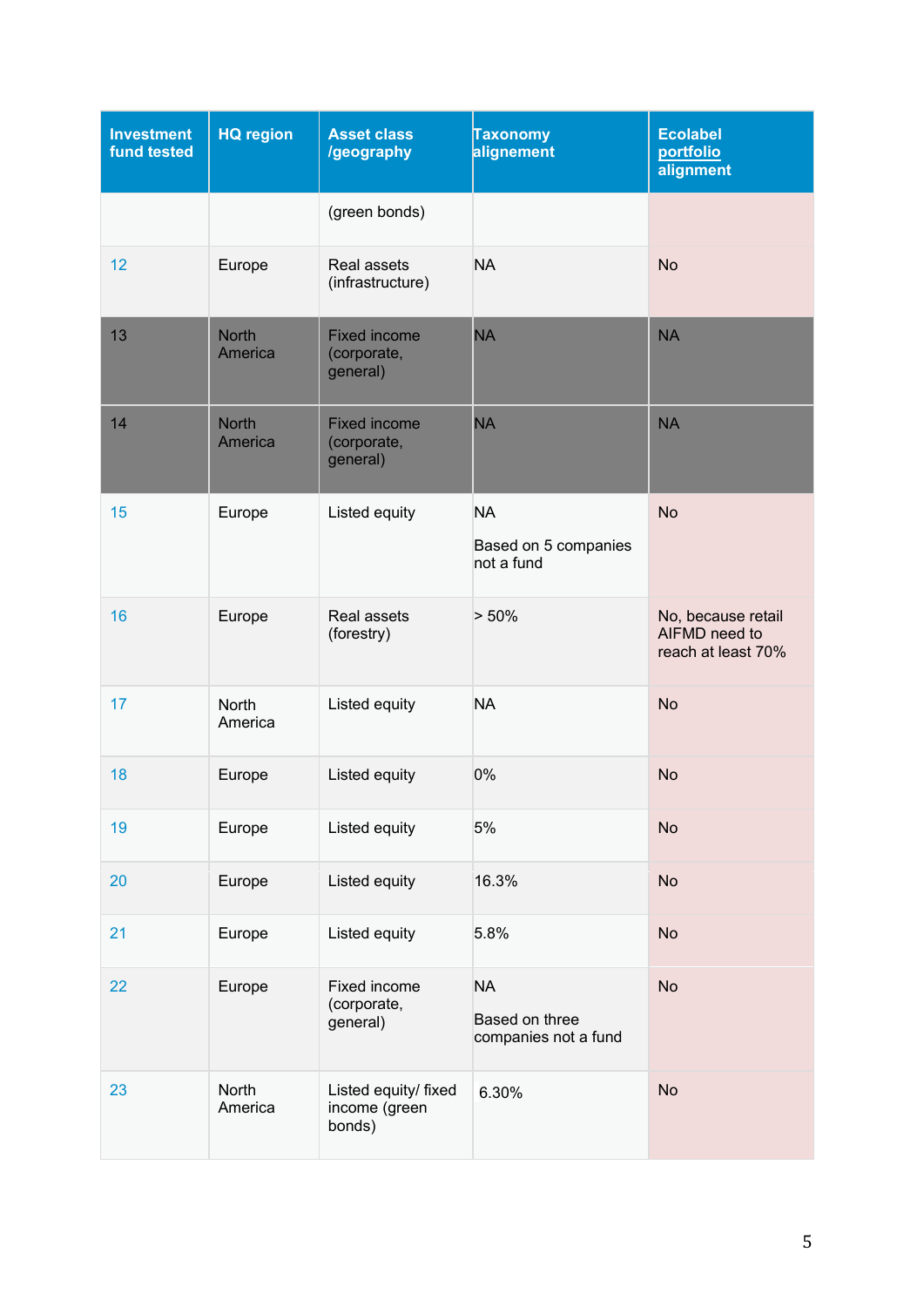| Investment fund tested | HQ region | Asset class /geography | Taxonomy alignement | Ecolabel portfolio alignment |
|---|---|---|---|---|
| | | (green bonds) | | |
| 12 | Europe | Real assets (infrastructure) | NA | No |
| 13 | North America | Fixed income (corporate, general) | NA | NA |
| 14 | North America | Fixed income (corporate, general) | NA | NA |
| 15 | Europe | Listed equity | NA<br><br>Based on 5 companies not a fund | No |
| 16 | Europe | Real assets (forestry) | > 50% | No, because retail AIFMD need to reach at least 70% |
| 17 | North America | Listed equity | NA | No |
| 18 | Europe | Listed equity | 0% | No |
| 19 | Europe | Listed equity | 5% | No |
| 20 | Europe | Listed equity | 16.3% | No |
| 21 | Europe | Listed equity | 5.8% | No |
| 22 | Europe | Fixed income (corporate, general) | NA<br><br>Based on three companies not a fund | No |
| 23 | North America | Listed equity/ fixed income (green bonds) | 6.30% | No |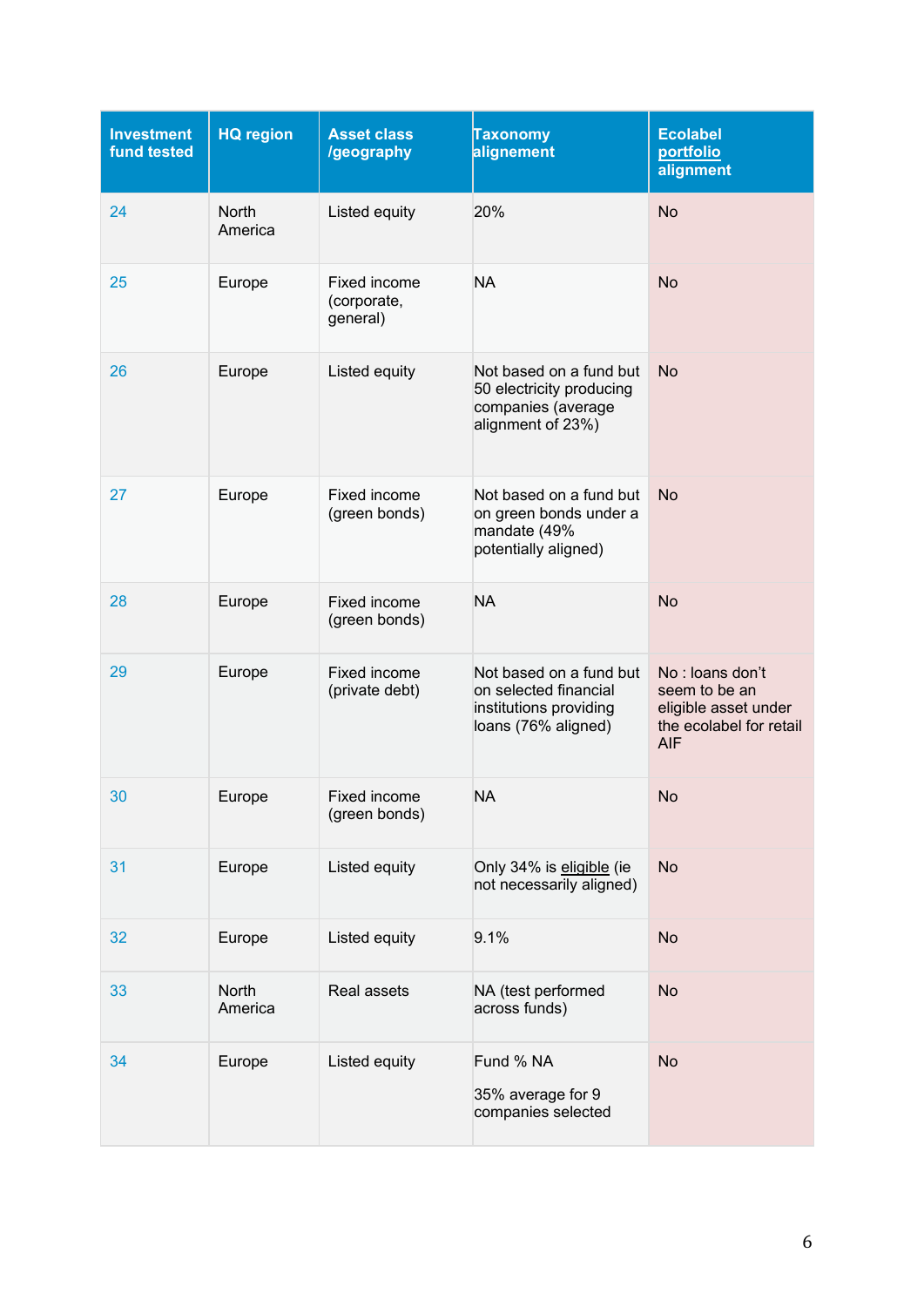| Investment fund tested | HQ region | Asset class /geography | Taxonomy alignement | Ecolabel portfolio alignment |
|---|---|---|---|---|
| 24 | North America | Listed equity | 20% | No |
| 25 | Europe | Fixed income (corporate, general) | NA | No |
| 26 | Europe | Listed equity | Not based on a fund but 50 electricity producing companies (average alignment of 23%) | No |
| 27 | Europe | Fixed income (green bonds) | Not based on a fund but on green bonds under a mandate (49% potentially aligned) | No |
| 28 | Europe | Fixed income (green bonds) | NA | No |
| 29 | Europe | Fixed income (private debt) | Not based on a fund but on selected financial institutions providing loans (76% aligned) | No : loans don't seem to be an eligible asset under the ecolabel for retail AIF |
| 30 | Europe | Fixed income (green bonds) | NA | No |
| 31 | Europe | Listed equity | Only 34% is eligible (ie not necessarily aligned) | No |
| 32 | Europe | Listed equity | 9.1% | No |
| 33 | North America | Real assets | NA (test performed across funds) | No |
| 34 | Europe | Listed equity | Fund % NA<br><br>35% average for 9 companies selected | No |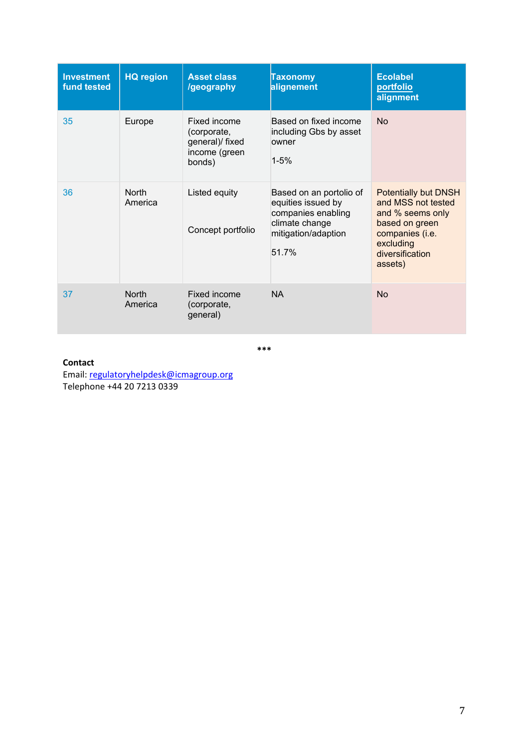| Investment fund tested | HQ region | Asset class /geography | Taxonomy alignement | Ecolabel portfolio alignment |
|---|---|---|---|---|
| 35 | Europe | Fixed income (corporate, general)/ fixed income (green bonds) | Based on fixed income including Gbs by asset owner<br><br>1-5% | No |
| 36 | North America | Listed equity<br><br>Concept portfolio | Based on an portolio of equities issued by companies enabling climate change mitigation/adaption<br><br>51.7% | Potentially but DNSH and MSS not tested and % seems only based on green companies (i.e. excluding diversification assets) |
| 37 | North America | Fixed income (corporate, general) | NA | No |

***

**Contact**
Email: regulatoryhelpdesk@icmagroup.org
Telephone +44 20 7213 0339